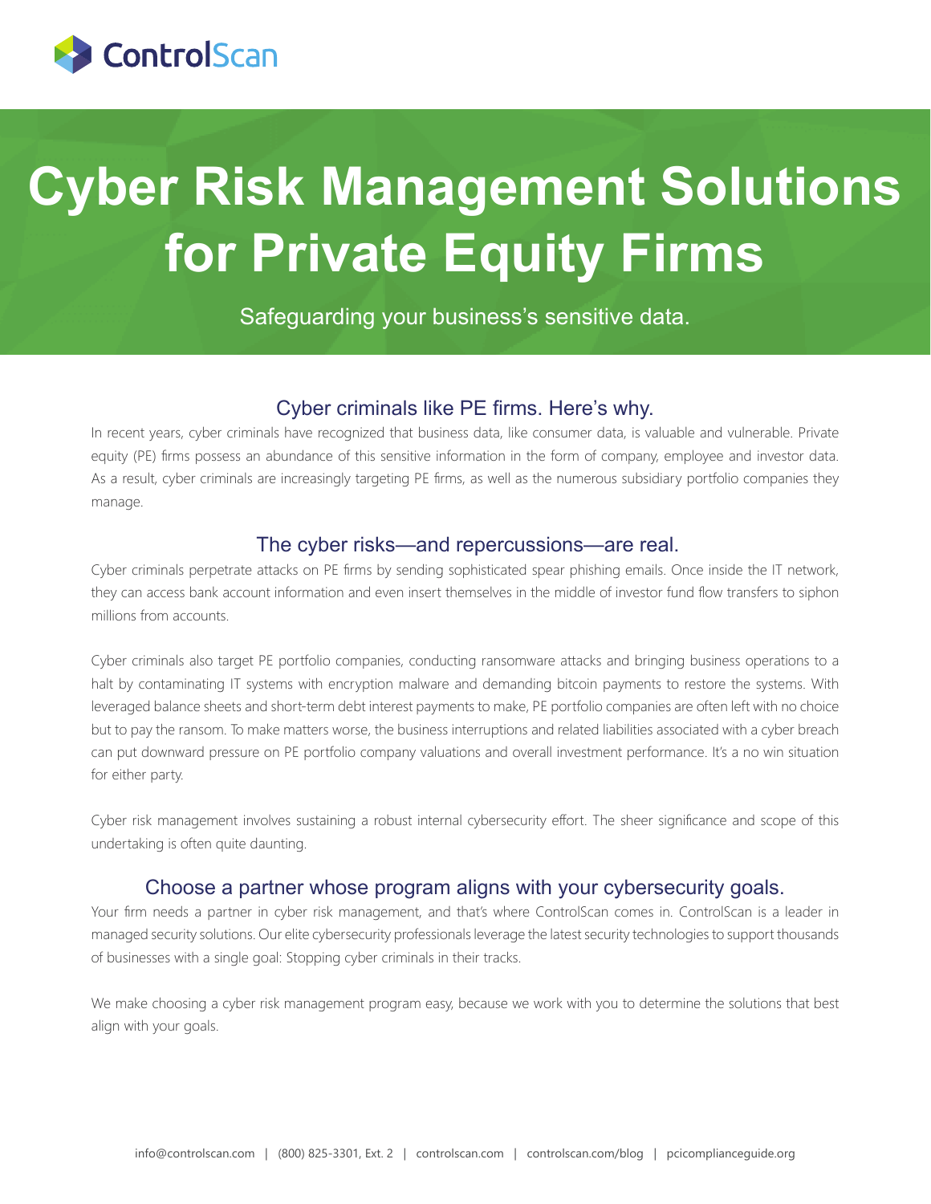ControlScan

# Cyber Risk Management Solutions for Private Equity Firms

Safeguarding your business's sensitive data.

## Cyber criminals like PE firms. Here's why.

In recent years, cyber criminals have recognized that business data, like consumer data, is valuable and vulnerable. Private equity (PE) firms possess an abundance of this sensitive information in the form of company, employee and investor data. As a result, cyber criminals are increasingly targeting PE firms, as well as the numerous subsidiary portfolio companies they manage.

## The cyber risks—and repercussions—are real.

Cyber criminals perpetrate attacks on PE firms by sending sophisticated spear phishing emails. Once inside the IT network, they can access bank account information and even insert themselves in the middle of investor fund flow transfers to siphon millions from accounts.

Cyber criminals also target PE portfolio companies, conducting ransomware attacks and bringing business operations to a halt by contaminating IT systems with encryption malware and demanding bitcoin payments to restore the systems. With leveraged balance sheets and short-term debt interest payments to make, PE portfolio companies are often left with no choice but to pay the ransom. To make matters worse, the business interruptions and related liabilities associated with a cyber breach can put downward pressure on PE portfolio company valuations and overall investment performance. It's a no win situation for either party.

Cyber risk management involves sustaining a robust internal cybersecurity effort. The sheer significance and scope of this undertaking is often quite daunting.

## Choose a partner whose program aligns with your cybersecurity goals.

Your firm needs a partner in cyber risk management, and that's where ControlScan comes in. ControlScan is a leader in managed security solutions. Our elite cybersecurity professionals leverage the latest security technologies to support thousands of businesses with a single goal: Stopping cyber criminals in their tracks.

We make choosing a cyber risk management program easy, because we work with you to determine the solutions that best align with your goals.

info@controlscan.com | (800) 825-3301, Ext. 2 | controlscan.com | controlscan.com/blog | pcicomplianceguide.org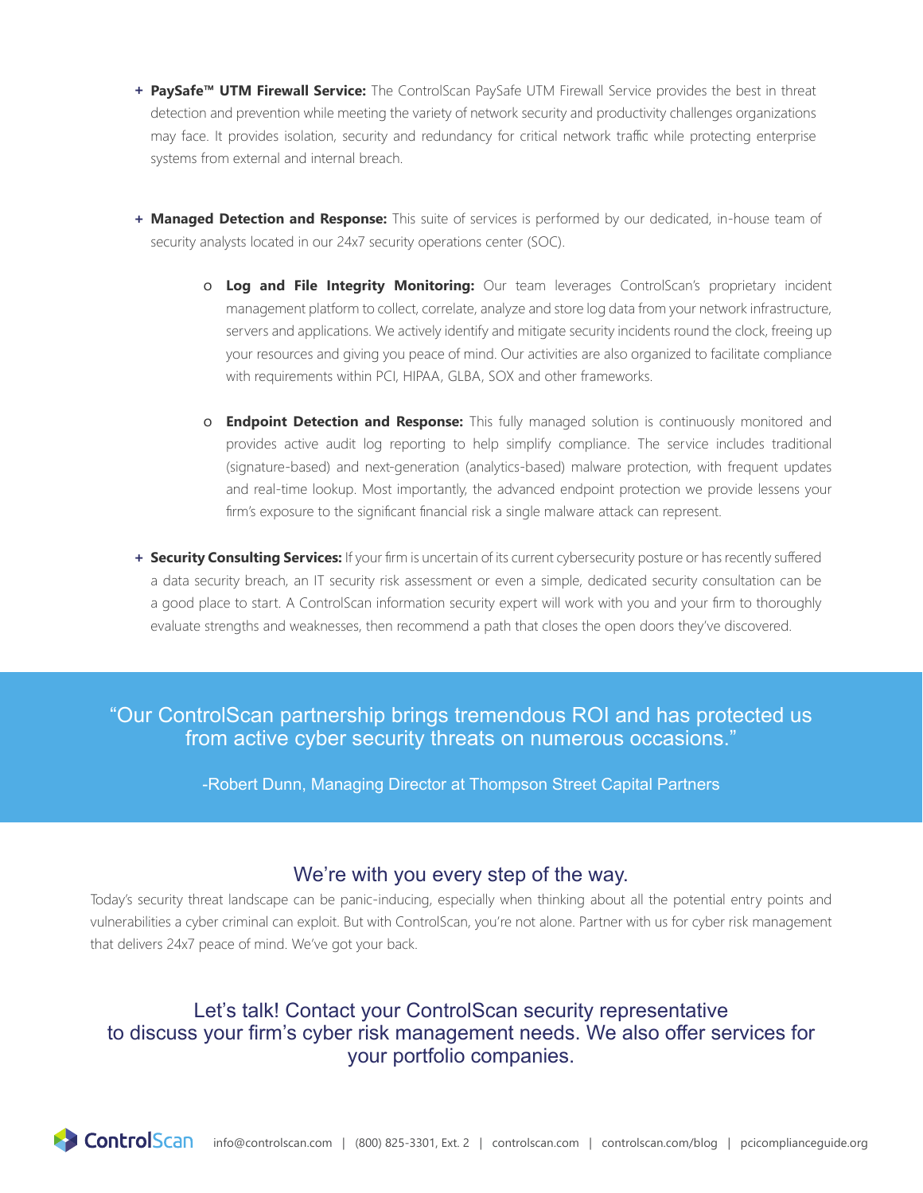- **PaySafe™ UTM Firewall Service:** The ControlScan PaySafe UTM Firewall Service provides the best in threat detection and prevention while meeting the variety of network security and productivity challenges organizations may face. It provides isolation, security and redundancy for critical network traffic while protecting enterprise systems from external and internal breach.

- **Managed Detection and Response:** This suite of services is performed by our dedicated, in-house team of security analysts located in our 24x7 security operations center (SOC).

  - **Log and File Integrity Monitoring:** Our team leverages ControlScan's proprietary incident management platform to collect, correlate, analyze and store log data from your network infrastructure, servers and applications. We actively identify and mitigate security incidents round the clock, freeing up your resources and giving you peace of mind. Our activities are also organized to facilitate compliance with requirements within PCI, HIPAA, GLBA, SOX and other frameworks.

  - **Endpoint Detection and Response:** This fully managed solution is continuously monitored and provides active audit log reporting to help simplify compliance. The service includes traditional (signature-based) and next-generation (analytics-based) malware protection, with frequent updates and real-time lookup. Most importantly, the advanced endpoint protection we provide lessens your firm's exposure to the significant financial risk a single malware attack can represent.

- **Security Consulting Services:** If your firm is uncertain of its current cybersecurity posture or has recently suffered a data security breach, an IT security risk assessment or even a simple, dedicated security consultation can be a good place to start. A ControlScan information security expert will work with you and your firm to thoroughly evaluate strengths and weaknesses, then recommend a path that closes the open doors they've discovered.

> "Our ControlScan partnership brings tremendous ROI and has protected us from active cyber security threats on numerous occasions."
>
> -Robert Dunn, Managing Director at Thompson Street Capital Partners

## We're with you every step of the way.

Today's security threat landscape can be panic-inducing, especially when thinking about all the potential entry points and vulnerabilities a cyber criminal can exploit. But with ControlScan, you're not alone. Partner with us for cyber risk management that delivers 24x7 peace of mind. We've got your back.

## Let's talk! Contact your ControlScan security representative to discuss your firm's cyber risk management needs. We also offer services for your portfolio companies.

ControlScan info@controlscan.com | (800) 825-3301, Ext. 2 | controlscan.com | controlscan.com/blog | pcicomplianceguide.org